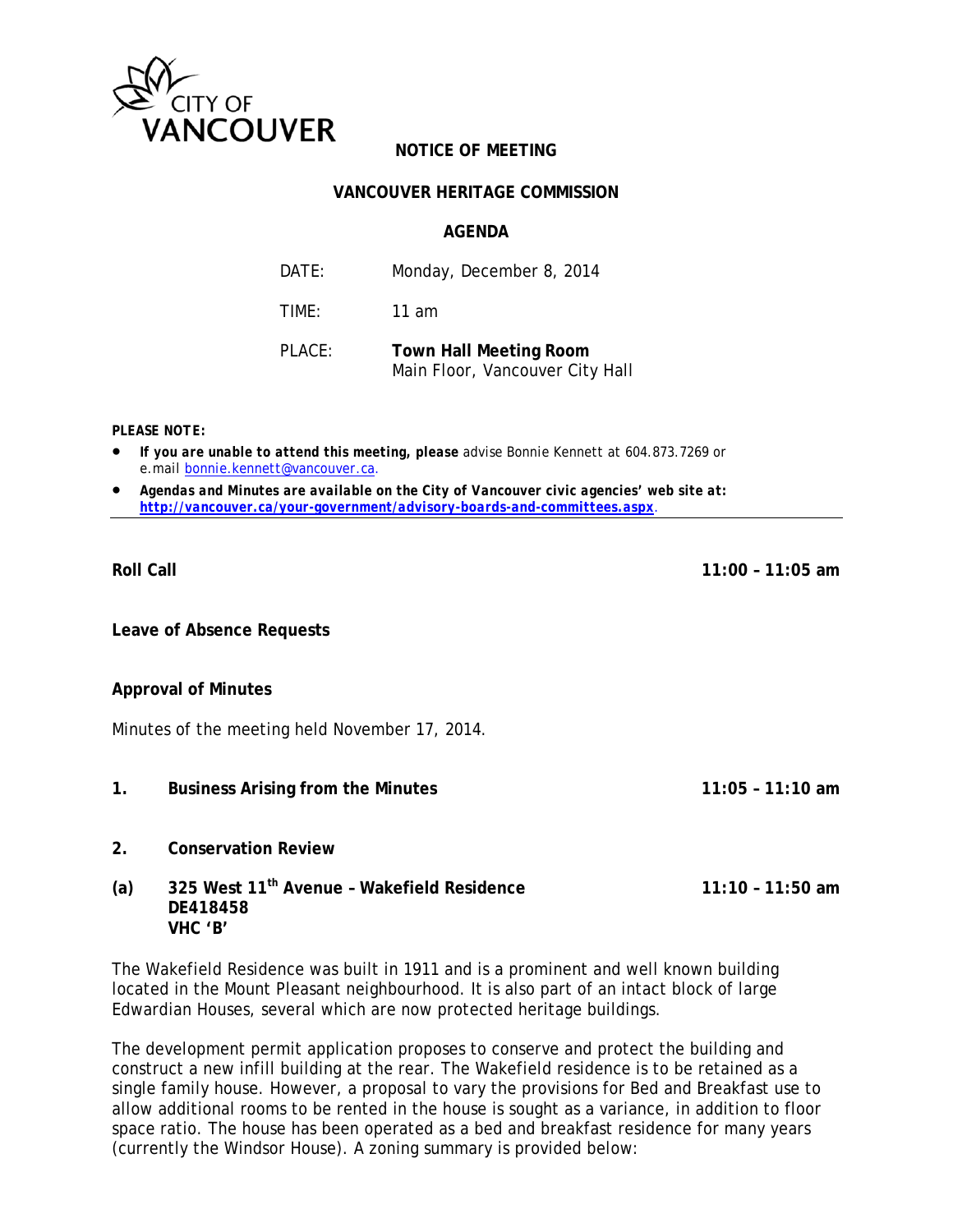CITY OF VANCOUVER

**NOTICE OF MEETING**

**VANCOUVER HERITAGE COMMISSION**

**AGENDA**

DATE: Monday, December 8, 2014

TIME: 11 am

PLACE: **Town Hall Meeting Room**
Main Floor, Vancouver City Hall

***PLEASE NOTE:***

- ***If you are unable to attend this meeting, please*** advise Bonnie Kennett at 604.873.7269 or e.mail bonnie.kennett@vancouver.ca.
- ***Agendas and Minutes are available on the City of Vancouver civic agencies' web site at:*** **http://vancouver.ca/your-government/advisory-boards-and-committees.aspx**.

---

**Roll Call** **11:00 – 11:05 am**

**Leave of Absence Requests**

**Approval of Minutes**

Minutes of the meeting held November 17, 2014.

**1. Business Arising from the Minutes** **11:05 – 11:10 am**

**2. Conservation Review**

**(a) 325 West 11th Avenue – Wakefield Residence** **11:10 – 11:50 am**
**DE418458**
**VHC 'B'**

The Wakefield Residence was built in 1911 and is a prominent and well known building located in the Mount Pleasant neighbourhood. It is also part of an intact block of large Edwardian Houses, several which are now protected heritage buildings.

The development permit application proposes to conserve and protect the building and construct a new infill building at the rear. The Wakefield residence is to be retained as a single family house. However, a proposal to vary the provisions for Bed and Breakfast use to allow additional rooms to be rented in the house is sought as a variance, in addition to floor space ratio. The house has been operated as a bed and breakfast residence for many years (currently the Windsor House). A zoning summary is provided below: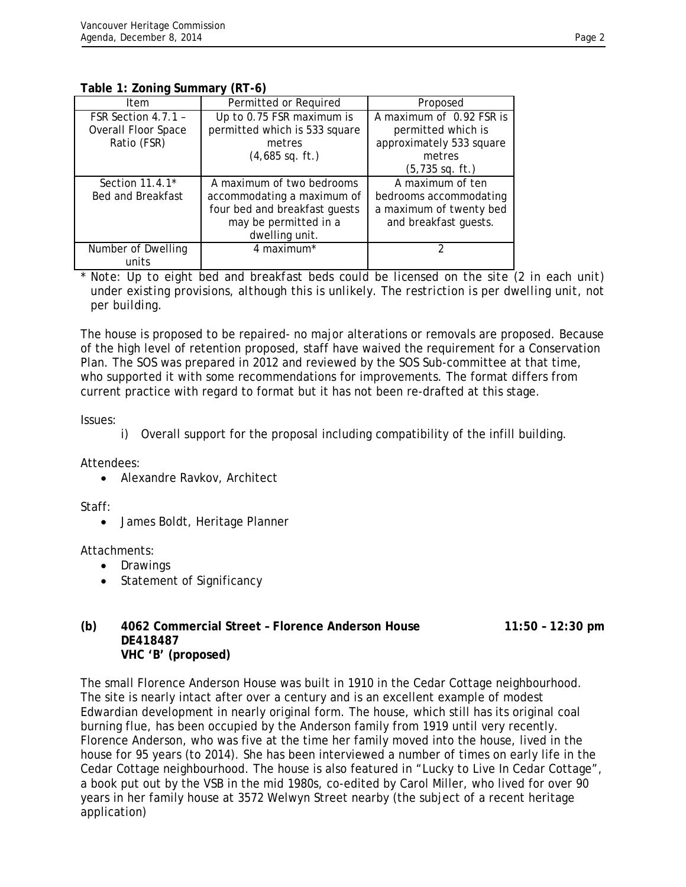**Table 1: Zoning Summary (RT-6)**

| Item | Permitted or Required | Proposed |
|---|---|---|
| FSR Section 4.7.1 – Overall Floor Space Ratio (FSR) | Up to 0.75 FSR maximum is permitted which is 533 square metres (4,685 sq. ft.) | A maximum of 0.92 FSR is permitted which is approximately 533 square metres (5,735 sq. ft.) |
| Section 11.4.1* Bed and Breakfast | A maximum of two bedrooms accommodating a maximum of four bed and breakfast guests may be permitted in a dwelling unit. | A maximum of ten bedrooms accommodating a maximum of twenty bed and breakfast guests. |
| Number of Dwelling units | 4 maximum* | 2 |

\* *Note: Up to eight bed and breakfast beds could be licensed on the site (2 in each unit) under existing provisions, although this is unlikely. The restriction is per dwelling unit, not per building.*

The house is proposed to be repaired- no major alterations or removals are proposed. Because of the high level of retention proposed, staff have waived the requirement for a Conservation Plan. The SOS was prepared in 2012 and reviewed by the SOS Sub-committee at that time, who supported it with some recommendations for improvements. The format differs from current practice with regard to format but it has not been re-drafted at this stage.

Issues:

i) Overall support for the proposal including compatibility of the infill building.

Attendees:

- Alexandre Ravkov, Architect

Staff:

- James Boldt, Heritage Planner

Attachments:

- Drawings
- Statement of Significancy

**(b) 4062 Commercial Street – Florence Anderson House** **11:50 – 12:30 pm**
**DE418487**
**VHC 'B' (proposed)**

The small Florence Anderson House was built in 1910 in the Cedar Cottage neighbourhood. The site is nearly intact after over a century and is an excellent example of modest Edwardian development in nearly original form. The house, which still has its original coal burning flue, has been occupied by the Anderson family from 1919 until very recently. Florence Anderson, who was five at the time her family moved into the house, lived in the house for 95 years (to 2014). She has been interviewed a number of times on early life in the Cedar Cottage neighbourhood. The house is also featured in "Lucky to Live In Cedar Cottage", a book put out by the VSB in the mid 1980s, co-edited by Carol Miller, who lived for over 90 years in her family house at 3572 Welwyn Street nearby (the subject of a recent heritage application)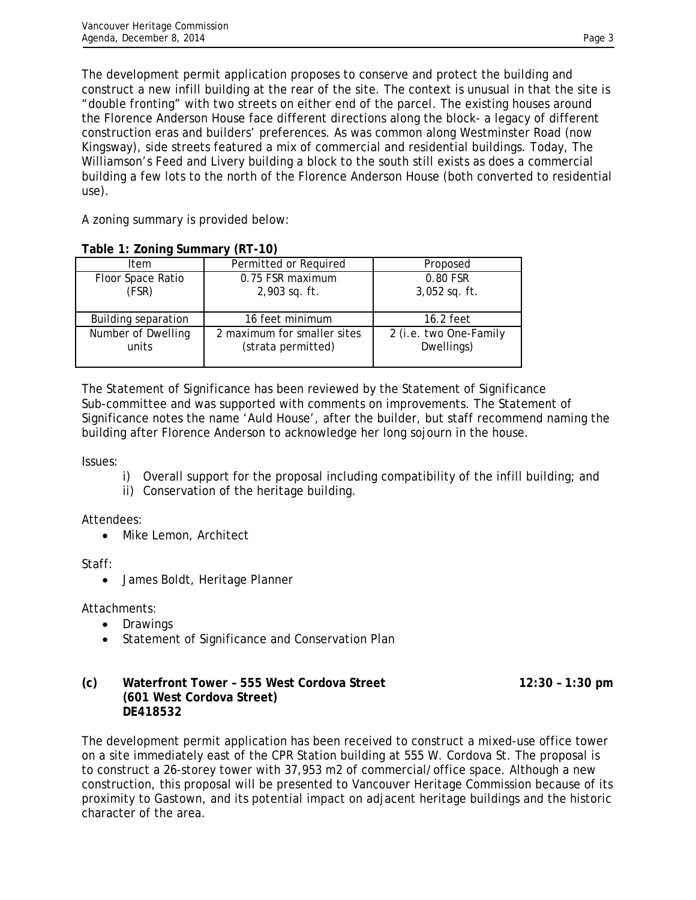The development permit application proposes to conserve and protect the building and construct a new infill building at the rear of the site. The context is unusual in that the site is "double fronting" with two streets on either end of the parcel. The existing houses around the Florence Anderson House face different directions along the block- a legacy of different construction eras and builders' preferences. As was common along Westminster Road (now Kingsway), side streets featured a mix of commercial and residential buildings. Today, The Williamson's Feed and Livery building a block to the south still exists as does a commercial building a few lots to the north of the Florence Anderson House (both converted to residential use).

A zoning summary is provided below:

**Table 1: Zoning Summary (RT-10)**

| Item | Permitted or Required | Proposed |
|---|---|---|
| Floor Space Ratio (FSR) | 0.75 FSR maximum 2,903 sq. ft. | 0.80 FSR 3,052 sq. ft. |
| Building separation | 16 feet minimum | 16.2 feet |
| Number of Dwelling units | 2 maximum for smaller sites (strata permitted) | 2 (i.e. two One-Family Dwellings) |

The Statement of Significance has been reviewed by the Statement of Significance Sub-committee and was supported with comments on improvements. The Statement of Significance notes the name 'Auld House', after the builder, but staff recommend naming the building after Florence Anderson to acknowledge her long sojourn in the house.

Issues:

i) Overall support for the proposal including compatibility of the infill building; and
ii) Conservation of the heritage building.

Attendees:

- Mike Lemon, Architect

Staff:

- James Boldt, Heritage Planner

Attachments:

- Drawings
- Statement of Significance and Conservation Plan

**(c) Waterfront Tower – 555 West Cordova Street (601 West Cordova Street) DE418532** **12:30 – 1:30 pm**

The development permit application has been received to construct a mixed-use office tower on a site immediately east of the CPR Station building at 555 W. Cordova St. The proposal is to construct a 26-storey tower with 37,953 m2 of commercial/office space. Although a new construction, this proposal will be presented to Vancouver Heritage Commission because of its proximity to Gastown, and its potential impact on adjacent heritage buildings and the historic character of the area.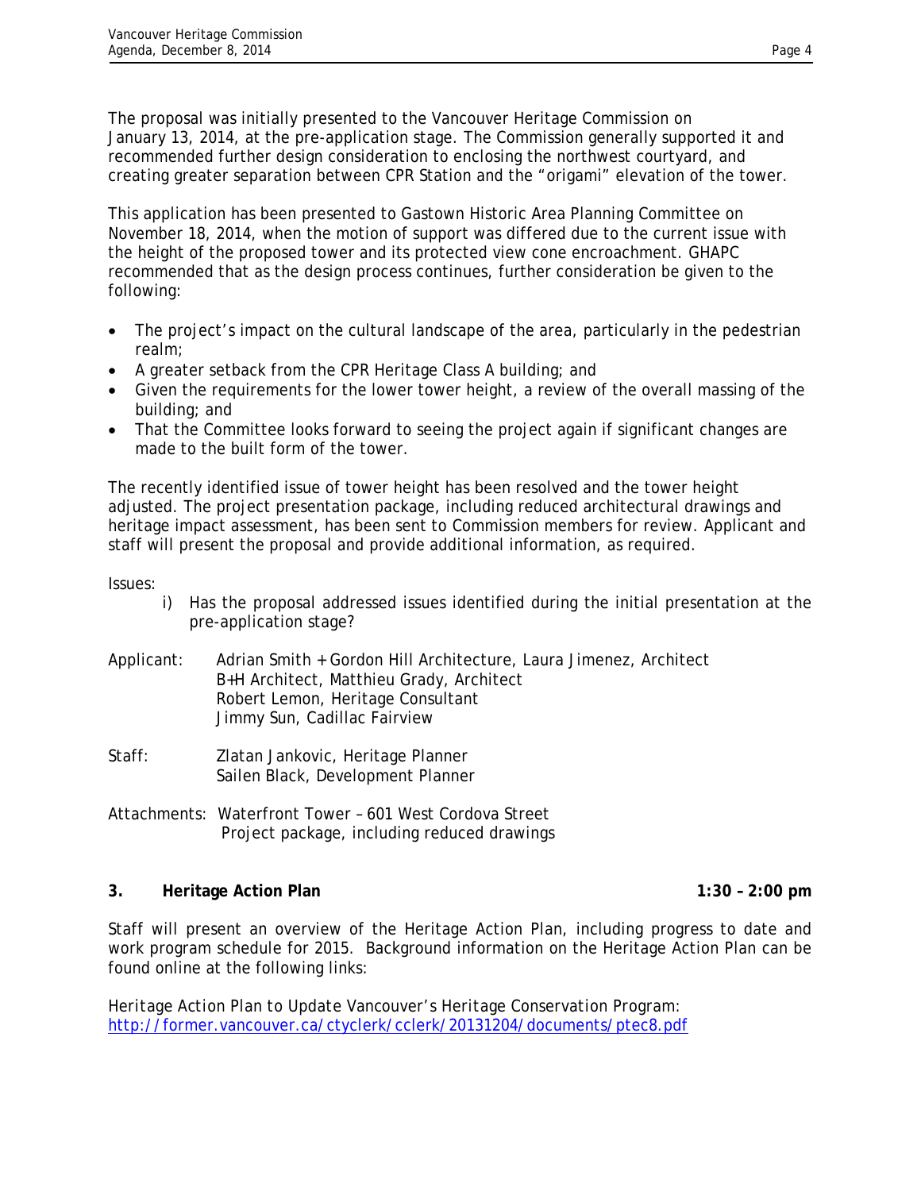The proposal was initially presented to the Vancouver Heritage Commission on January 13, 2014, at the pre-application stage. The Commission generally supported it and recommended further design consideration to enclosing the northwest courtyard, and creating greater separation between CPR Station and the "origami" elevation of the tower.

This application has been presented to Gastown Historic Area Planning Committee on November 18, 2014, when the motion of support was differed due to the current issue with the height of the proposed tower and its protected view cone encroachment. GHAPC recommended that as the design process continues, further consideration be given to the following:

- The project's impact on the cultural landscape of the area, particularly in the pedestrian realm;
- A greater setback from the CPR Heritage Class A building; and
- Given the requirements for the lower tower height, a review of the overall massing of the building; and
- That the Committee looks forward to seeing the project again if significant changes are made to the built form of the tower.

The recently identified issue of tower height has been resolved and the tower height adjusted. The project presentation package, including reduced architectural drawings and heritage impact assessment, has been sent to Commission members for review. Applicant and staff will present the proposal and provide additional information, as required.

Issues:

i) Has the proposal addressed issues identified during the initial presentation at the pre-application stage?

Applicant: Adrian Smith + Gordon Hill Architecture, Laura Jimenez, Architect
B+H Architect, Matthieu Grady, Architect
Robert Lemon, Heritage Consultant
Jimmy Sun, Cadillac Fairview

Staff: Zlatan Jankovic, Heritage Planner
Sailen Black, Development Planner

Attachments: Waterfront Tower – 601 West Cordova Street
Project package, including reduced drawings

## 3. Heritage Action Plan 1:30 – 2:00 pm

Staff will present an overview of the Heritage Action Plan, including progress to date and work program schedule for 2015. Background information on the Heritage Action Plan can be found online at the following links:

*Heritage Action Plan to Update Vancouver's Heritage Conservation Program:*
http://former.vancouver.ca/ctyclerk/cclerk/20131204/documents/ptec8.pdf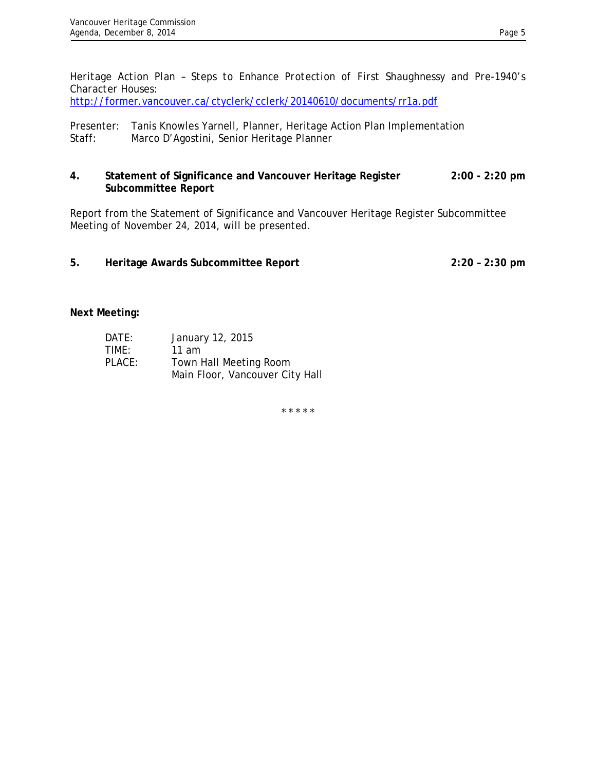Heritage Action Plan – Steps to Enhance Protection of First Shaughnessy and Pre-1940's Character Houses:
[http://former.vancouver.ca/ctyclerk/cclerk/20140610/documents/rr1a.pdf](http://former.vancouver.ca/ctyclerk/cclerk/20140610/documents/rr1a.pdf)

Presenter: Tanis Knowles Yarnell, Planner, Heritage Action Plan Implementation
Staff: Marco D'Agostini, Senior Heritage Planner

**4. Statement of Significance and Vancouver Heritage Register Subcommittee Report** **2:00 - 2:20 pm**

Report from the Statement of Significance and Vancouver Heritage Register Subcommittee Meeting of November 24, 2014, will be presented.

**5. Heritage Awards Subcommittee Report** **2:20 – 2:30 pm**

**Next Meeting:**

DATE: January 12, 2015
TIME: 11 am
PLACE: Town Hall Meeting Room
Main Floor, Vancouver City Hall

\* \* \* \* \*